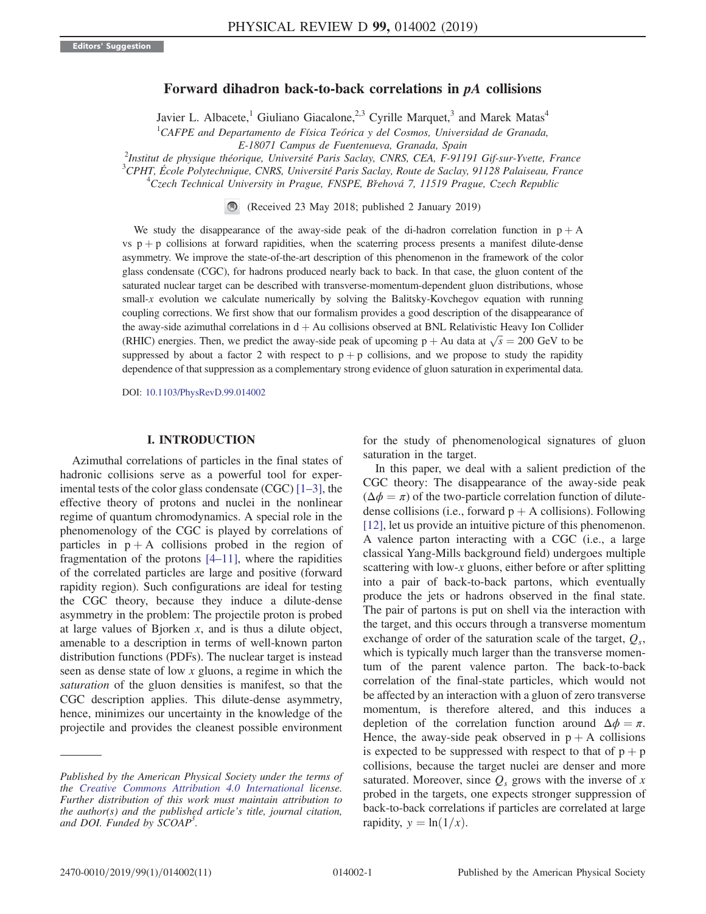Editors' Suggestion

# Forward dihadron back-to-back correlations in $pA$ collisions

Javier L. Albacete,[1] Giuliano Giacalone,[2,3] Cyrille Marquet,[3] and Marek Matas[4]

[1]CAFPE and Departamento de Física Teórica y del Cosmos, Universidad de Granada, E-18071 Campus de Fuentenueva, Granada, Spain

[2]Institut de physique théorique, Université Paris Saclay, CNRS, CEA, F-91191 Gif-sur-Yvette, France

[3]CPHT, École Polytechnique, CNRS, Université Paris Saclay, Route de Saclay, 91128 Palaiseau, France

[4]Czech Technical University in Prague, FNSPE, Břehová 7, 11519 Prague, Czech Republic

(Received 23 May 2018; published 2 January 2019)

We study the disappearance of the away-side peak of the di-hadron correlation function in p + A vs p + p collisions at forward rapidities, when the scattering process presents a manifest dilute-dense asymmetry. We improve the state-of-the-art description of this phenomenon in the framework of the color glass condensate (CGC), for hadrons produced nearly back to back. In that case, the gluon content of the saturated nuclear target can be described with transverse-momentum-dependent gluon distributions, whose small-$x$ evolution we calculate numerically by solving the Balitsky-Kovchegov equation with running coupling corrections. We first show that our formalism provides a good description of the disappearance of the away-side azimuthal correlations in d + Au collisions observed at BNL Relativistic Heavy Ion Collider (RHIC) energies. Then, we predict the away-side peak of upcoming p + Au data at $\sqrt{s} = 200$ GeV to be suppressed by about a factor 2 with respect to p + p collisions, and we propose to study the rapidity dependence of that suppression as a complementary strong evidence of gluon saturation in experimental data.

DOI: 10.1103/PhysRevD.99.014002

## I. INTRODUCTION

Azimuthal correlations of particles in the final states of hadronic collisions serve as a powerful tool for experimental tests of the color glass condensate (CGC) [1–3], the effective theory of protons and nuclei in the nonlinear regime of quantum chromodynamics. A special role in the phenomenology of the CGC is played by correlations of particles in p + A collisions probed in the region of fragmentation of the protons [4–11], where the rapidities of the correlated particles are large and positive (forward rapidity region). Such configurations are ideal for testing the CGC theory, because they induce a dilute-dense asymmetry in the problem: The projectile proton is probed at large values of Bjorken $x$, and is thus a dilute object, amenable to a description in terms of well-known parton distribution functions (PDFs). The nuclear target is instead seen as dense state of low $x$ gluons, a regime in which the *saturation* of the gluon densities is manifest, so that the CGC description applies. This dilute-dense asymmetry, hence, minimizes our uncertainty in the knowledge of the projectile and provides the cleanest possible environment for the study of phenomenological signatures of gluon saturation in the target.

In this paper, we deal with a salient prediction of the CGC theory: The disappearance of the away-side peak ($\Delta\phi = \pi$) of the two-particle correlation function of dilute-dense collisions (i.e., forward p + A collisions). Following [12], let us provide an intuitive picture of this phenomenon. A valence parton interacting with a CGC (i.e., a large classical Yang-Mills background field) undergoes multiple scattering with low-$x$ gluons, either before or after splitting into a pair of back-to-back partons, which eventually produce the jets or hadrons observed in the final state. The pair of partons is put on shell via the interaction with the target, and this occurs through a transverse momentum exchange of order of the saturation scale of the target, $Q_s$, which is typically much larger than the transverse momentum of the parent valence parton. The back-to-back correlation of the final-state particles, which would not be affected by an interaction with a gluon of zero transverse momentum, is therefore altered, and this induces a depletion of the correlation function around $\Delta\phi = \pi$. Hence, the away-side peak observed in p + A collisions is expected to be suppressed with respect to that of p + p collisions, because the target nuclei are denser and more saturated. Moreover, since $Q_s$ grows with the inverse of $x$ probed in the targets, one expects stronger suppression of back-to-back correlations if particles are correlated at large rapidity, $y = \ln(1/x)$.

---

*Published by the American Physical Society under the terms of the Creative Commons Attribution 4.0 International license. Further distribution of this work must maintain attribution to the author(s) and the published article's title, journal citation, and DOI. Funded by SCOAP[3].*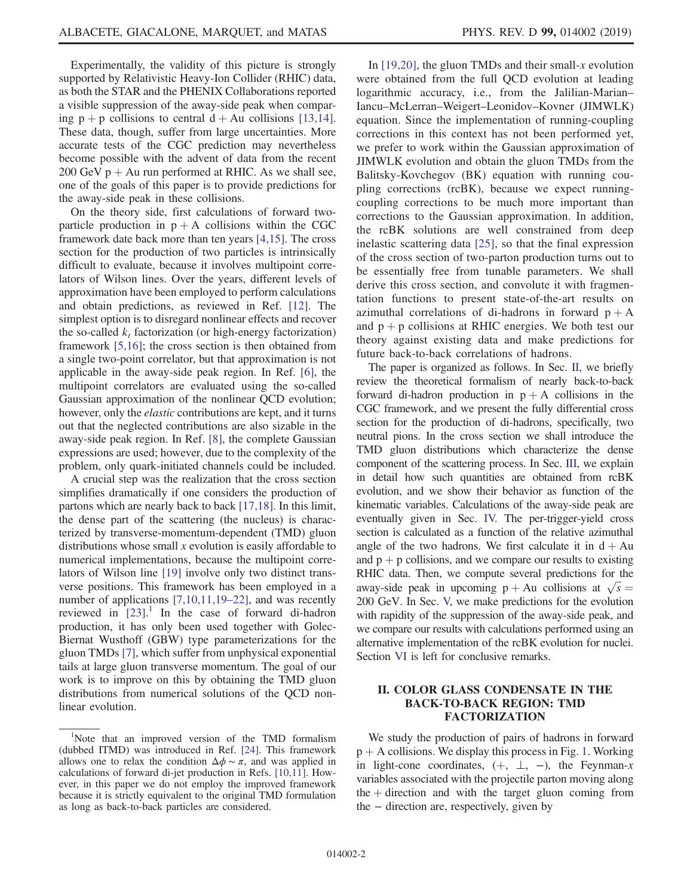Experimentally, the validity of this picture is strongly supported by Relativistic Heavy-Ion Collider (RHIC) data, as both the STAR and the PHENIX Collaborations reported a visible suppression of the away-side peak when comparing $p + p$ collisions to central $d + Au$ collisions [13,14]. These data, though, suffer from large uncertainties. More accurate tests of the CGC prediction may nevertheless become possible with the advent of data from the recent 200 GeV $p + Au$ run performed at RHIC. As we shall see, one of the goals of this paper is to provide predictions for the away-side peak in these collisions.

On the theory side, first calculations of forward two-particle production in $p + A$ collisions within the CGC framework date back more than ten years [4,15]. The cross section for the production of two particles is intrinsically difficult to evaluate, because it involves multipoint correlators of Wilson lines. Over the years, different levels of approximation have been employed to perform calculations and obtain predictions, as reviewed in Ref. [12]. The simplest option is to disregard nonlinear effects and recover the so-called $k_t$ factorization (or high-energy factorization) framework [5,16]; the cross section is then obtained from a single two-point correlator, but that approximation is not applicable in the away-side peak region. In Ref. [6], the multipoint correlators are evaluated using the so-called Gaussian approximation of the nonlinear QCD evolution; however, only the *elastic* contributions are kept, and it turns out that the neglected contributions are also sizable in the away-side peak region. In Ref. [8], the complete Gaussian expressions are used; however, due to the complexity of the problem, only quark-initiated channels could be included.

A crucial step was the realization that the cross section simplifies dramatically if one considers the production of partons which are nearly back to back [17,18]. In this limit, the dense part of the scattering (the nucleus) is characterized by transverse-momentum-dependent (TMD) gluon distributions whose small $x$ evolution is easily affordable to numerical implementations, because the multipoint correlators of Wilson line [19] involve only two distinct transverse positions. This framework has been employed in a number of applications [7,10,11,19–22], and was recently reviewed in [23].[1] In the case of forward di-hadron production, it has only been used together with Golec-Biernat Wusthoff (GBW) type parameterizations for the gluon TMDs [7], which suffer from unphysical exponential tails at large gluon transverse momentum. The goal of our work is to improve on this by obtaining the TMD gluon distributions from numerical solutions of the QCD nonlinear evolution.

In [19,20], the gluon TMDs and their small-$x$ evolution were obtained from the full QCD evolution at leading logarithmic accuracy, i.e., from the Jalilian-Marian–Iancu–McLerran–Weigert–Leonidov–Kovner (JIMWLK) equation. Since the implementation of running-coupling corrections in this context has not been performed yet, we prefer to work within the Gaussian approximation of JIMWLK evolution and obtain the gluon TMDs from the Balitsky-Kovchegov (BK) equation with running coupling corrections (rcBK), because we expect running-coupling corrections to be much more important than corrections to the Gaussian approximation. In addition, the rcBK solutions are well constrained from deep inelastic scattering data [25], so that the final expression of the cross section of two-parton production turns out to be essentially free from tunable parameters. We shall derive this cross section, and convolute it with fragmentation functions to present state-of-the-art results on azimuthal correlations of di-hadrons in forward $p + A$ and $p + p$ collisions at RHIC energies. We both test our theory against existing data and make predictions for future back-to-back correlations of hadrons.

The paper is organized as follows. In Sec. II, we briefly review the theoretical formalism of nearly back-to-back forward di-hadron production in $p + A$ collisions in the CGC framework, and we present the fully differential cross section for the production of di-hadrons, specifically, two neutral pions. In the cross section we shall introduce the TMD gluon distributions which characterize the dense component of the scattering process. In Sec. III, we explain in detail how such quantities are obtained from rcBK evolution, and we show their behavior as function of the kinematic variables. Calculations of the away-side peak are eventually given in Sec. IV. The per-trigger-yield cross section is calculated as a function of the relative azimuthal angle of the two hadrons. We first calculate it in $d + Au$ and $p + p$ collisions, and we compare our results to existing RHIC data. Then, we compute several predictions for the away-side peak in upcoming $p + Au$ collisions at $\sqrt{s} =$ 200 GeV. In Sec. V, we make predictions for the evolution with rapidity of the suppression of the away-side peak, and we compare our results with calculations performed using an alternative implementation of the rcBK evolution for nuclei. Section VI is left for conclusive remarks.

## II. COLOR GLASS CONDENSATE IN THE BACK-TO-BACK REGION: TMD FACTORIZATION

We study the production of pairs of hadrons in forward $p + A$ collisions. We display this process in Fig. 1. Working in light-cone coordinates, $(+, \perp, -)$, the Feynman-$x$ variables associated with the projectile parton moving along the $+$ direction and with the target gluon coming from the $-$ direction are, respectively, given by

---

[1] Note that an improved version of the TMD formalism (dubbed ITMD) was introduced in Ref. [24]. This framework allows one to relax the condition $\Delta\phi \sim \pi$, and was applied in calculations of forward di-jet production in Refs. [10,11]. However, in this paper we do not employ the improved framework because it is strictly equivalent to the original TMD formulation as long as back-to-back particles are considered.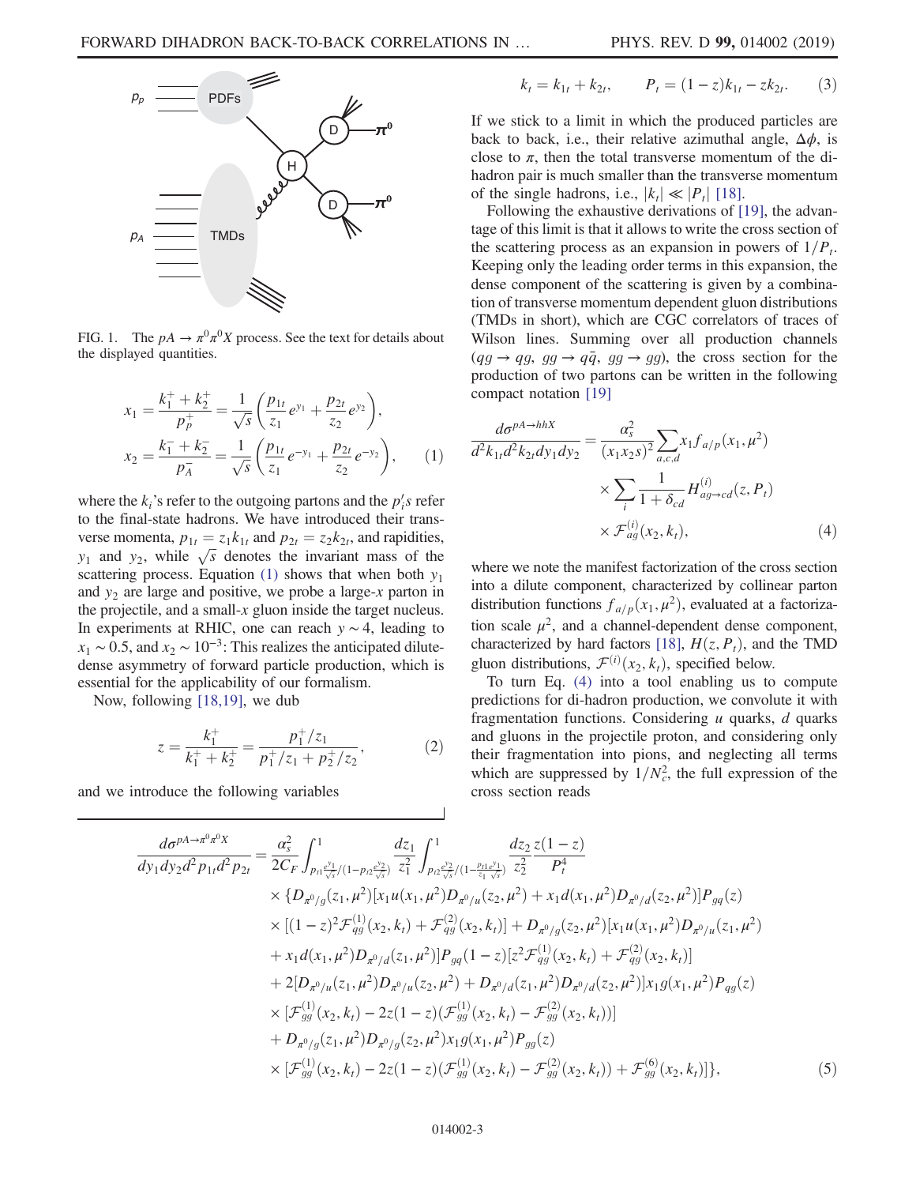FIG. 1. The $pA \to \pi^0\pi^0 X$ process. See the text for details about the displayed quantities.

$$x_1 = \frac{k_1^+ + k_2^+}{p_p^+} = \frac{1}{\sqrt{s}}\left(\frac{p_{1t}}{z_1}e^{y_1} + \frac{p_{2t}}{z_2}e^{y_2}\right),$$
$$x_2 = \frac{k_1^- + k_2^-}{p_A^-} = \frac{1}{\sqrt{s}}\left(\frac{p_{1t}}{z_1}e^{-y_1} + \frac{p_{2t}}{z_2}e^{-y_2}\right), \qquad (1)$$

where the $k_i$'s refer to the outgoing partons and the $p_i'$s refer to the final-state hadrons. We have introduced their transverse momenta, $p_{1t} = z_1 k_{1t}$ and $p_{2t} = z_2 k_{2t}$, and rapidities, $y_1$ and $y_2$, while $\sqrt{s}$ denotes the invariant mass of the scattering process. Equation (1) shows that when both $y_1$ and $y_2$ are large and positive, we probe a large-$x$ parton in the projectile, and a small-$x$ gluon inside the target nucleus. In experiments at RHIC, one can reach $y \sim 4$, leading to $x_1 \sim 0.5$, and $x_2 \sim 10^{-3}$: This realizes the anticipated dilute-dense asymmetry of forward particle production, which is essential for the applicability of our formalism.

Now, following [18,19], we dub

$$z = \frac{k_1^+}{k_1^+ + k_2^+} = \frac{p_1^+/z_1}{p_1^+/z_1 + p_2^+/z_2}, \qquad (2)$$

and we introduce the following variables

$$k_t = k_{1t} + k_{2t}, \qquad P_t = (1-z)k_{1t} - zk_{2t}. \qquad (3)$$

If we stick to a limit in which the produced particles are back to back, i.e., their relative azimuthal angle, $\Delta\phi$, is close to $\pi$, then the total transverse momentum of the dihadron pair is much smaller than the transverse momentum of the single hadrons, i.e., $|k_t| \ll |P_t|$ [18].

Following the exhaustive derivations of [19], the advantage of this limit is that it allows to write the cross section of the scattering process as an expansion in powers of $1/P_t$. Keeping only the leading order terms in this expansion, the dense component of the scattering is given by a combination of transverse momentum dependent gluon distributions (TMDs in short), which are CGC correlators of traces of Wilson lines. Summing over all production channels ($qg \to qg$, $gg \to q\bar{q}$, $gg \to gg$), the cross section for the production of two partons can be written in the following compact notation [19]

$$\frac{d\sigma^{pA\to hhX}}{d^2k_{1t}d^2k_{2t}dy_1dy_2} = \frac{\alpha_s^2}{(x_1x_2s)^2}\sum_{a,c,d} x_1 f_{a/p}(x_1,\mu^2) \times \sum_i \frac{1}{1+\delta_{cd}} H^{(i)}_{ag\to cd}(z,P_t) \times \mathcal{F}^{(i)}_{ag}(x_2,k_t), \qquad (4)$$

where we note the manifest factorization of the cross section into a dilute component, characterized by collinear parton distribution functions $f_{a/p}(x_1,\mu^2)$, evaluated at a factorization scale $\mu^2$, and a channel-dependent dense component, characterized by hard factors [18], $H(z,P_t)$, and the TMD gluon distributions, $\mathcal{F}^{(i)}(x_2,k_t)$, specified below.

To turn Eq. (4) into a tool enabling us to compute predictions for di-hadron production, we convolute it with fragmentation functions. Considering $u$ quarks, $d$ quarks and gluons in the projectile proton, and considering only their fragmentation into pions, and neglecting all terms which are suppressed by $1/N_c^2$, the full expression of the cross section reads

$$\begin{aligned}
\frac{d\sigma^{pA\to\pi^0\pi^0X}}{dy_1dy_2d^2p_{1t}d^2p_{2t}} = \frac{\alpha_s^2}{2C_F}&\int_{p_{t1}\frac{e^{y_1}}{\sqrt{s}}/(1-p_{t2}\frac{e^{y_2}}{\sqrt{s}})}^1 \frac{dz_1}{z_1^2}\int_{p_{t2}\frac{e^{y_2}}{\sqrt{s}}/(1-\frac{p_{t1}e^{y_1}}{z_1\sqrt{s}})}^1 \frac{dz_2}{z_2^2}\frac{z(1-z)}{P_t^4}\\
&\times\{D_{\pi^0/g}(z_1,\mu^2)[x_1u(x_1,\mu^2)D_{\pi^0/u}(z_2,\mu^2) + x_1d(x_1,\mu^2)D_{\pi^0/d}(z_2,\mu^2)]P_{gq}(z)\\
&\times[(1-z)^2\mathcal{F}^{(1)}_{qg}(x_2,k_t) + \mathcal{F}^{(2)}_{qg}(x_2,k_t)] + D_{\pi^0/g}(z_2,\mu^2)[x_1u(x_1,\mu^2)D_{\pi^0/u}(z_1,\mu^2)\\
&+ x_1d(x_1,\mu^2)D_{\pi^0/d}(z_1,\mu^2)]P_{gq}(1-z)[z^2\mathcal{F}^{(1)}_{qg}(x_2,k_t) + \mathcal{F}^{(2)}_{qg}(x_2,k_t)]\\
&+ 2[D_{\pi^0/u}(z_1,\mu^2)D_{\pi^0/u}(z_2,\mu^2) + D_{\pi^0/d}(z_1,\mu^2)D_{\pi^0/d}(z_2,\mu^2)]x_1g(x_1,\mu^2)P_{qg}(z)\\
&\times[\mathcal{F}^{(1)}_{gg}(x_2,k_t) - 2z(1-z)(\mathcal{F}^{(1)}_{gg}(x_2,k_t) - \mathcal{F}^{(2)}_{gg}(x_2,k_t))]\\
&+ D_{\pi^0/g}(z_1,\mu^2)D_{\pi^0/g}(z_2,\mu^2)x_1g(x_1,\mu^2)P_{gg}(z)\\
&\times[\mathcal{F}^{(1)}_{gg}(x_2,k_t) - 2z(1-z)(\mathcal{F}^{(1)}_{gg}(x_2,k_t) - \mathcal{F}^{(2)}_{gg}(x_2,k_t)) + \mathcal{F}^{(6)}_{gg}(x_2,k_t)]\},
\end{aligned} \qquad (5)$$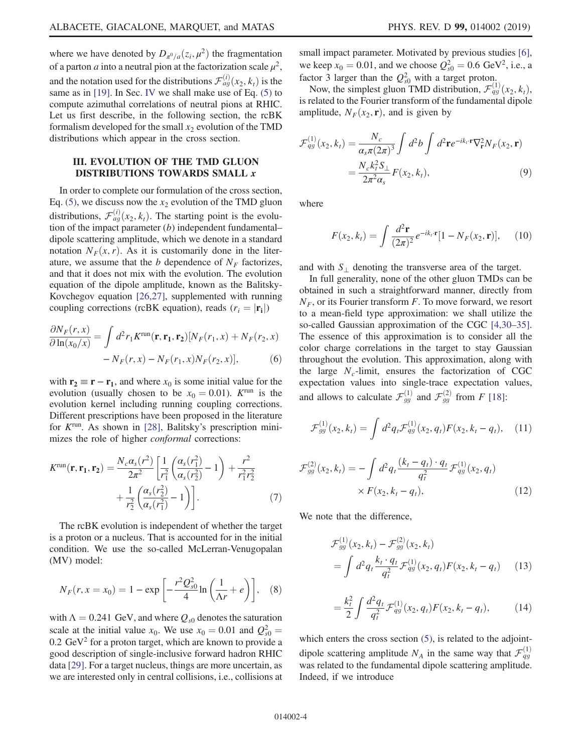where we have denoted by $D_{\pi^0/a}(z_i, \mu^2)$ the fragmentation of a parton $a$ into a neutral pion at the factorization scale $\mu^2$, and the notation used for the distributions $\mathcal{F}_{ag}^{(i)}(x_2, k_t)$ is the same as in [19]. In Sec. IV we shall make use of Eq. (5) to compute azimuthal correlations of neutral pions at RHIC. Let us first describe, in the following section, the rcBK formalism developed for the small $x_2$ evolution of the TMD distributions which appear in the cross section.

## III. EVOLUTION OF THE TMD GLUON DISTRIBUTIONS TOWARDS SMALL x

In order to complete our formulation of the cross section, Eq. (5), we discuss now the $x_2$ evolution of the TMD gluon distributions, $\mathcal{F}_{ag}^{(i)}(x_2, k_t)$. The starting point is the evolution of the impact parameter ($b$) independent fundamental–dipole scattering amplitude, which we denote in a standard notation $N_F(x, r)$. As it is customarily done in the literature, we assume that the $b$ dependence of $N_F$ factorizes, and that it does not mix with the evolution. The evolution equation of the dipole amplitude, known as the Balitsky-Kovchegov equation [26,27], supplemented with running coupling corrections (rcBK equation), reads ($r_i = |\mathbf{r_i}|$)

$$\frac{\partial N_F(r, x)}{\partial \ln(x_0/x)} = \int d^2 r_1 K^{\text{run}}(\mathbf{r}, \mathbf{r_1}, \mathbf{r_2})[N_F(r_1, x) + N_F(r_2, x) - N_F(r, x) - N_F(r_1, x) N_F(r_2, x)], \tag{6}$$

with $\mathbf{r_2} \equiv \mathbf{r} - \mathbf{r_1}$, and where $x_0$ is some initial value for the evolution (usually chosen to be $x_0 = 0.01$). $K^{\text{run}}$ is the evolution kernel including running coupling corrections. Different prescriptions have been proposed in the literature for $K^{\text{run}}$. As shown in [28], Balitsky's prescription minimizes the role of higher *conformal* corrections:

$$K^{\text{run}}(\mathbf{r}, \mathbf{r_1}, \mathbf{r_2}) = \frac{N_c \alpha_s(r^2)}{2\pi^2} \left[ \frac{1}{r_1^2} \left( \frac{\alpha_s(r_1^2)}{\alpha_s(r_2^2)} - 1 \right) + \frac{r^2}{r_1^2 r_2^2} + \frac{1}{r_2^2} \left( \frac{\alpha_s(r_2^2)}{\alpha_s(r_1^2)} - 1 \right) \right]. \tag{7}$$

The rcBK evolution is independent of whether the target is a proton or a nucleus. That is accounted for in the initial condition. We use the so-called McLerran-Venugopalan (MV) model:

$$N_F(r, x = x_0) = 1 - \exp\left[ -\frac{r^2 Q_{s0}^2}{4} \ln\left( \frac{1}{\Lambda r} + e \right) \right], \tag{8}$$

with $\Lambda = 0.241$ GeV, and where $Q_{s0}$ denotes the saturation scale at the initial value $x_0$. We use $x_0 = 0.01$ and $Q_{s0}^2 = 0.2$ GeV$^2$ for a proton target, which are known to provide a good description of single-inclusive forward hadron RHIC data [29]. For a target nucleus, things are more uncertain, as we are interested only in central collisions, i.e., collisions at small impact parameter. Motivated by previous studies [6], we keep $x_0 = 0.01$, and we choose $Q_{s0}^2 = 0.6$ GeV$^2$, i.e., a factor 3 larger than the $Q_{s0}^2$ with a target proton.

Now, the simplest gluon TMD distribution, $\mathcal{F}_{qg}^{(1)}(x_2, k_t)$, is related to the Fourier transform of the fundamental dipole amplitude, $N_F(x_2, \mathbf{r})$, and is given by

$$\mathcal{F}_{qg}^{(1)}(x_2, k_t) = \frac{N_c}{\alpha_s \pi (2\pi)^3} \int d^2 b \int d^2 \mathbf{r} e^{-ik_t \cdot \mathbf{r}} \nabla_{\mathbf{r}}^2 N_F(x_2, \mathbf{r}) = \frac{N_c k_t^2 S_\perp}{2\pi^2 \alpha_s} F(x_2, k_t), \tag{9}$$

where

$$F(x_2, k_t) = \int \frac{d^2 \mathbf{r}}{(2\pi)^2} e^{-ik_t \cdot \mathbf{r}} [1 - N_F(x_2, \mathbf{r})], \tag{10}$$

and with $S_\perp$ denoting the transverse area of the target.

In full generality, none of the other gluon TMDs can be obtained in such a straightforward manner, directly from $N_F$, or its Fourier transform $F$. To move forward, we resort to a mean-field type approximation: we shall utilize the so-called Gaussian approximation of the CGC [4,30–35]. The essence of this approximation is to consider all the color charge correlations in the target to stay Gaussian throughout the evolution. This approximation, along with the large $N_c$-limit, ensures the factorization of CGC expectation values into single-trace expectation values, and allows to calculate $\mathcal{F}_{gg}^{(1)}$ and $\mathcal{F}_{gg}^{(2)}$ from $F$ [18]:

$$\mathcal{F}_{gg}^{(1)}(x_2, k_t) = \int d^2 q_t \mathcal{F}_{qg}^{(1)}(x_2, q_t) F(x_2, k_t - q_t), \tag{11}$$

$$\mathcal{F}_{gg}^{(2)}(x_2, k_t) = -\int d^2 q_t \frac{(k_t - q_t) \cdot q_t}{q_t^2} \mathcal{F}_{qg}^{(1)}(x_2, q_t) \times F(x_2, k_t - q_t), \tag{12}$$

We note that the difference,

$$\mathcal{F}_{gg}^{(1)}(x_2, k_t) - \mathcal{F}_{gg}^{(2)}(x_2, k_t) = \int d^2 q_t \frac{k_t \cdot q_t}{q_t^2} \mathcal{F}_{qg}^{(1)}(x_2, q_t) F(x_2, k_t - q_t) \tag{13}$$

$$= \frac{k_t^2}{2} \int \frac{d^2 q_t}{q_t^2} \mathcal{F}_{qg}^{(1)}(x_2, q_t) F(x_2, k_t - q_t), \tag{14}$$

which enters the cross section (5), is related to the adjoint-dipole scattering amplitude $N_A$ in the same way that $\mathcal{F}_{qg}^{(1)}$ was related to the fundamental dipole scattering amplitude. Indeed, if we introduce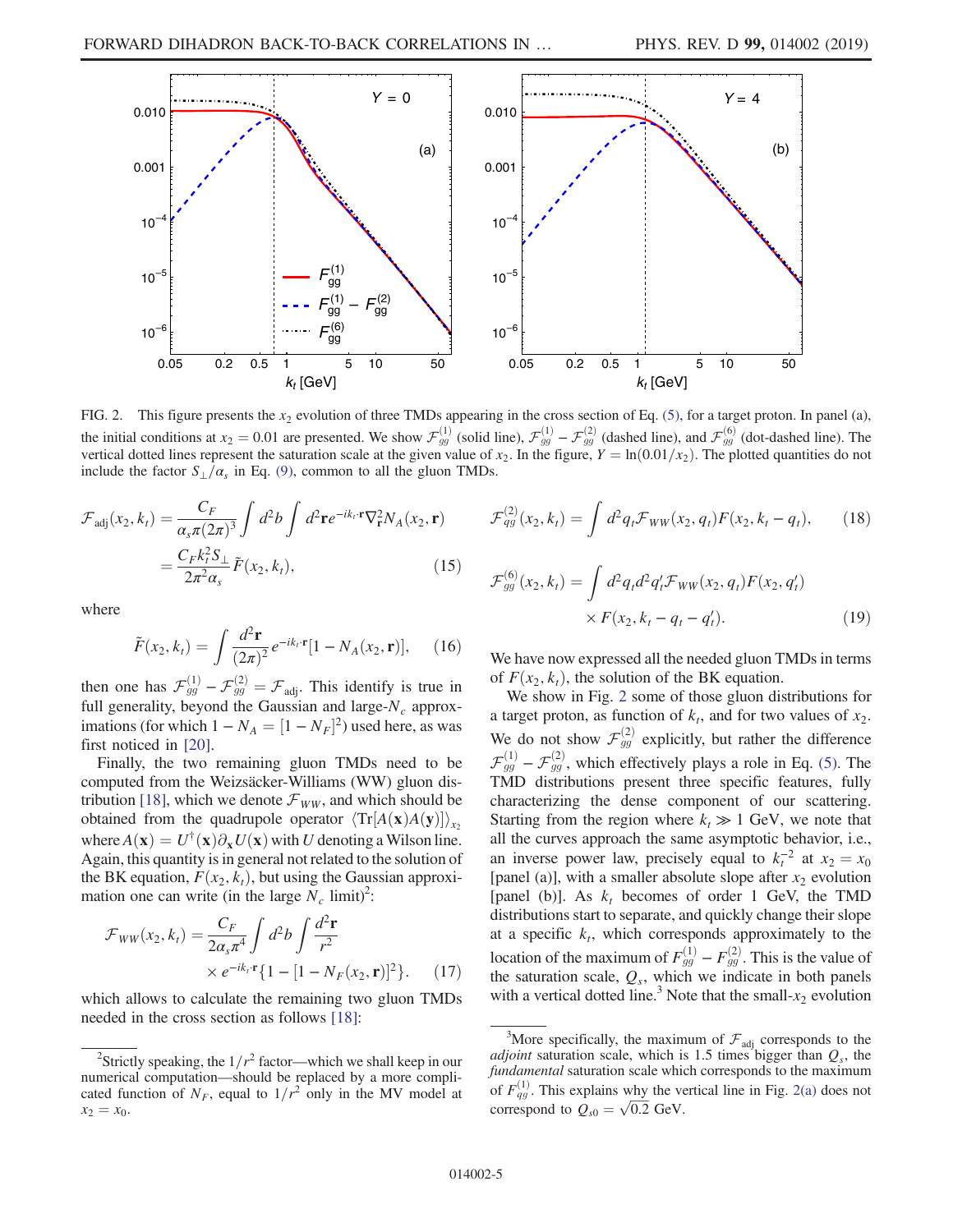FIG. 2. This figure presents the $x_2$ evolution of three TMDs appearing in the cross section of Eq. (5), for a target proton. In panel (a), the initial conditions at $x_2 = 0.01$ are presented. We show $\mathcal{F}_{gg}^{(1)}$ (solid line), $\mathcal{F}_{gg}^{(1)} - \mathcal{F}_{gg}^{(2)}$ (dashed line), and $\mathcal{F}_{gg}^{(6)}$ (dot-dashed line). The vertical dotted lines represent the saturation scale at the given value of $x_2$. In the figure, $Y = \ln(0.01/x_2)$. The plotted quantities do not include the factor $S_\perp/\alpha_s$ in Eq. (9), common to all the gluon TMDs.

$$\mathcal{F}_{\rm adj}(x_2, k_t) = \frac{C_F}{\alpha_s \pi (2\pi)^3} \int d^2b \int d^2\mathbf{r} e^{-ik_t\cdot\mathbf{r}} \nabla_{\mathbf{r}}^2 N_A(x_2, \mathbf{r}) = \frac{C_F k_t^2 S_\perp}{2\pi^2 \alpha_s} \tilde{F}(x_2, k_t), \tag{15}$$

where

$$\tilde{F}(x_2, k_t) = \int \frac{d^2\mathbf{r}}{(2\pi)^2} e^{-ik_t\cdot\mathbf{r}} [1 - N_A(x_2, \mathbf{r})], \tag{16}$$

then one has $\mathcal{F}_{gg}^{(1)} - \mathcal{F}_{gg}^{(2)} = \mathcal{F}_{\rm adj}$. This identify is true in full generality, beyond the Gaussian and large-$N_c$ approximations (for which $1 - N_A = [1 - N_F]^2$) used here, as was first noticed in [20].

Finally, the two remaining gluon TMDs need to be computed from the Weizsäcker-Williams (WW) gluon distribution [18], which we denote $\mathcal{F}_{WW}$, and which should be obtained from the quadrupole operator $\langle {\rm Tr}[A(\mathbf{x})A(\mathbf{y})]\rangle_{x_2}$ where $A(\mathbf{x}) = U^\dagger(\mathbf{x})\partial_{\mathbf{x}} U(\mathbf{x})$ with $U$ denoting a Wilson line. Again, this quantity is in general not related to the solution of the BK equation, $F(x_2, k_t)$, but using the Gaussian approximation one can write (in the large $N_c$ limit)[2]:

$$\mathcal{F}_{WW}(x_2, k_t) = \frac{C_F}{2\alpha_s \pi^4} \int d^2b \int \frac{d^2\mathbf{r}}{r^2} \times e^{-ik_t\cdot\mathbf{r}} \{1 - [1 - N_F(x_2, \mathbf{r})]^2\}. \tag{17}$$

which allows to calculate the remaining two gluon TMDs needed in the cross section as follows [18]:

$$\mathcal{F}_{gg}^{(2)}(x_2, k_t) = \int d^2q_t \mathcal{F}_{WW}(x_2, q_t) F(x_2, k_t - q_t), \tag{18}$$

$$\mathcal{F}_{gg}^{(6)}(x_2, k_t) = \int d^2q_t d^2q_t' \mathcal{F}_{WW}(x_2, q_t) F(x_2, q_t') \times F(x_2, k_t - q_t - q_t'). \tag{19}$$

We have now expressed all the needed gluon TMDs in terms of $F(x_2, k_t)$, the solution of the BK equation.

We show in Fig. 2 some of those gluon distributions for a target proton, as function of $k_t$, and for two values of $x_2$. We do not show $\mathcal{F}_{gg}^{(2)}$ explicitly, but rather the difference $\mathcal{F}_{gg}^{(1)} - \mathcal{F}_{gg}^{(2)}$, which effectively plays a role in Eq. (5). The TMD distributions present three specific features, fully characterizing the dense component of our scattering. Starting from the region where $k_t \gg 1$ GeV, we note that all the curves approach the same asymptotic behavior, i.e., an inverse power law, precisely equal to $k_t^{-2}$ at $x_2 = x_0$ [panel (a)], with a smaller absolute slope after $x_2$ evolution [panel (b)]. As $k_t$ becomes of order 1 GeV, the TMD distributions start to separate, and quickly change their slope at a specific $k_t$, which corresponds approximately to the location of the maximum of $F_{gg}^{(1)} - F_{gg}^{(2)}$. This is the value of the saturation scale, $Q_s$, which we indicate in both panels with a vertical dotted line.[3] Note that the small-$x_2$ evolution

[2] Strictly speaking, the $1/r^2$ factor—which we shall keep in our numerical computation—should be replaced by a more complicated function of $N_F$, equal to $1/r^2$ only in the MV model at $x_2 = x_0$.

[3] More specifically, the maximum of $\mathcal{F}_{\rm adj}$ corresponds to the *adjoint* saturation scale, which is 1.5 times bigger than $Q_s$, the *fundamental* saturation scale which corresponds to the maximum of $F_{qg}^{(1)}$. This explains why the vertical line in Fig. 2(a) does not correspond to $Q_{s0} = \sqrt{0.2}$ GeV.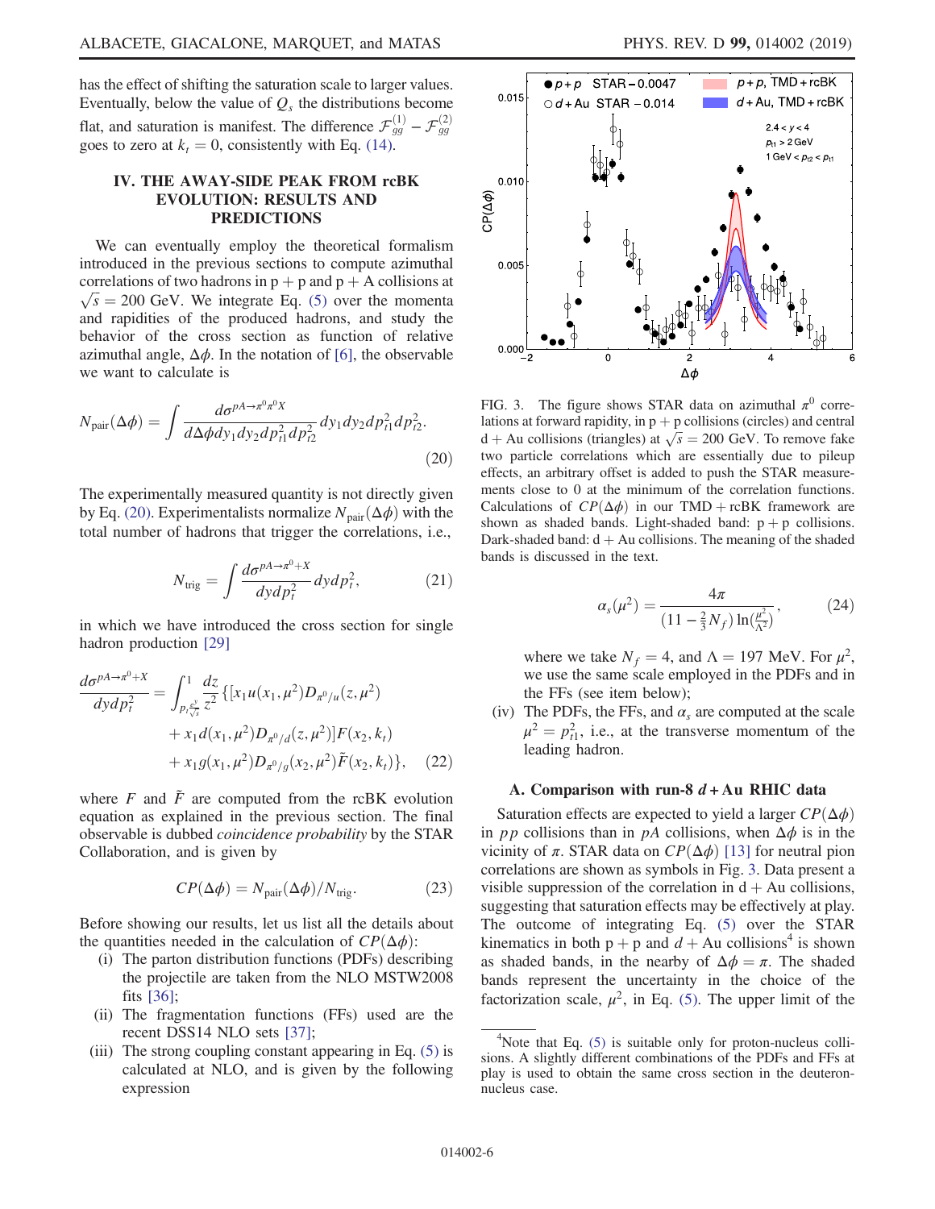has the effect of shifting the saturation scale to larger values. Eventually, below the value of $Q_s$ the distributions become flat, and saturation is manifest. The difference $\mathcal{F}_{gg}^{(1)} - \mathcal{F}_{gg}^{(2)}$ goes to zero at $k_t = 0$, consistently with Eq. (14).

## IV. THE AWAY-SIDE PEAK FROM rcBK EVOLUTION: RESULTS AND PREDICTIONS

We can eventually employ the theoretical formalism introduced in the previous sections to compute azimuthal correlations of two hadrons in p + p and p + A collisions at $\sqrt{s} = 200$ GeV. We integrate Eq. (5) over the momenta and rapidities of the produced hadrons, and study the behavior of the cross section as function of relative azimuthal angle, $\Delta\phi$. In the notation of [6], the observable we want to calculate is

$$N_{\rm pair}(\Delta\phi) = \int \frac{d\sigma^{pA\to\pi^0\pi^0 X}}{d\Delta\phi dy_1 dy_2 dp_{t1}^2 dp_{t2}^2} dy_1 dy_2 dp_{t1}^2 dp_{t2}^2. \tag{20}$$

The experimentally measured quantity is not directly given by Eq. (20). Experimentalists normalize $N_{\rm pair}(\Delta\phi)$ with the total number of hadrons that trigger the correlations, i.e.,

$$N_{\rm trig} = \int \frac{d\sigma^{pA\to\pi^0+X}}{dy dp_t^2} dy dp_t^2, \tag{21}$$

in which we have introduced the cross section for single hadron production [29]

$$\begin{aligned}\frac{d\sigma^{pA\to\pi^0+X}}{dy dp_t^2} = \int_{p_t\frac{e^y}{\sqrt{s}}}^1 \frac{dz}{z^2} \{&[x_1 u(x_1,\mu^2) D_{\pi^0/u}(z,\mu^2) \\ &+ x_1 d(x_1,\mu^2) D_{\pi^0/d}(z,\mu^2)] F(x_2,k_t) \\ &+ x_1 g(x_1,\mu^2) D_{\pi^0/g}(x_2,\mu^2) \tilde{F}(x_2,k_t)\},\end{aligned} \tag{22}$$

where $F$ and $\tilde{F}$ are computed from the rcBK evolution equation as explained in the previous section. The final observable is dubbed *coincidence probability* by the STAR Collaboration, and is given by

$$CP(\Delta\phi) = N_{\rm pair}(\Delta\phi)/N_{\rm trig}. \tag{23}$$

Before showing our results, let us list all the details about the quantities needed in the calculation of $CP(\Delta\phi)$:

(i) The parton distribution functions (PDFs) describing the projectile are taken from the NLO MSTW2008 fits [36];

(ii) The fragmentation functions (FFs) used are the recent DSS14 NLO sets [37];

(iii) The strong coupling constant appearing in Eq. (5) is calculated at NLO, and is given by the following expression

$$\alpha_s(\mu^2) = \frac{4\pi}{(11 - \frac{2}{3}N_f)\ln(\frac{\mu^2}{\Lambda^2})}, \tag{24}$$

where we take $N_f = 4$, and $\Lambda = 197$ MeV. For $\mu^2$, we use the same scale employed in the PDFs and in the FFs (see item below);

(iv) The PDFs, the FFs, and $\alpha_s$ are computed at the scale $\mu^2 = p_{t1}^2$, i.e., at the transverse momentum of the leading hadron.

FIG. 3. The figure shows STAR data on azimuthal $\pi^0$ correlations at forward rapidity, in p + p collisions (circles) and central d + Au collisions (triangles) at $\sqrt{s} = 200$ GeV. To remove fake two particle correlations which are essentially due to pileup effects, an arbitrary offset is added to push the STAR measurements close to 0 at the minimum of the correlation functions. Calculations of $CP(\Delta\phi)$ in our TMD + rcBK framework are shown as shaded bands. Light-shaded band: p + p collisions. Dark-shaded band: d + Au collisions. The meaning of the shaded bands is discussed in the text.

### A. Comparison with run-8 $d$ + Au RHIC data

Saturation effects are expected to yield a larger $CP(\Delta\phi)$ in $pp$ collisions than in $pA$ collisions, when $\Delta\phi$ is in the vicinity of $\pi$. STAR data on $CP(\Delta\phi)$ [13] for neutral pion correlations are shown as symbols in Fig. 3. Data present a visible suppression of the correlation in d + Au collisions, suggesting that saturation effects may be effectively at play. The outcome of integrating Eq. (5) over the STAR kinematics in both p + p and $d$ + Au collisions[4] is shown as shaded bands, in the nearby of $\Delta\phi = \pi$. The shaded bands represent the uncertainty in the choice of the factorization scale, $\mu^2$, in Eq. (5). The upper limit of the

[4] Note that Eq. (5) is suitable only for proton-nucleus collisions. A slightly different combinations of the PDFs and FFs at play is used to obtain the same cross section in the deuteron-nucleus case.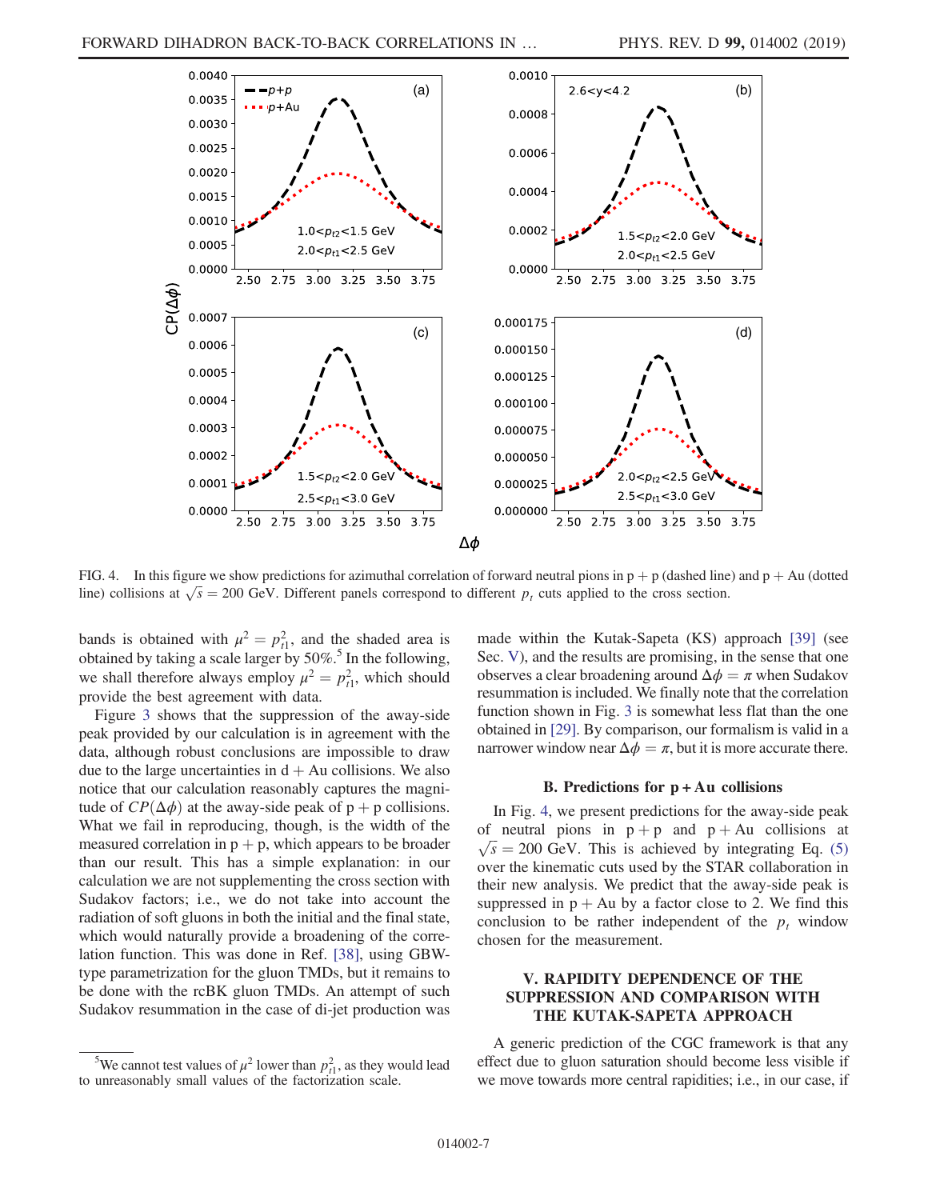FIG. 4. In this figure we show predictions for azimuthal correlation of forward neutral pions in p + p (dashed line) and p + Au (dotted line) collisions at $\sqrt{s} = 200$ GeV. Different panels correspond to different $p_t$ cuts applied to the cross section.

bands is obtained with $\mu^2 = p_{t1}^2$, and the shaded area is obtained by taking a scale larger by 50%.[5] In the following, we shall therefore always employ $\mu^2 = p_{t1}^2$, which should provide the best agreement with data.

Figure 3 shows that the suppression of the away-side peak provided by our calculation is in agreement with the data, although robust conclusions are impossible to draw due to the large uncertainties in d + Au collisions. We also notice that our calculation reasonably captures the magnitude of $CP(\Delta\phi)$ at the away-side peak of p + p collisions. What we fail in reproducing, though, is the width of the measured correlation in p + p, which appears to be broader than our result. This has a simple explanation: in our calculation we are not supplementing the cross section with Sudakov factors; i.e., we do not take into account the radiation of soft gluons in both the initial and the final state, which would naturally provide a broadening of the correlation function. This was done in Ref. [38], using GBW-type parametrization for the gluon TMDs, but it remains to be done with the rcBK gluon TMDs. An attempt of such Sudakov resummation in the case of di-jet production was made within the Kutak-Sapeta (KS) approach [39] (see Sec. V), and the results are promising, in the sense that one observes a clear broadening around $\Delta\phi = \pi$ when Sudakov resummation is included. We finally note that the correlation function shown in Fig. 3 is somewhat less flat than the one obtained in [29]. By comparison, our formalism is valid in a narrower window near $\Delta\phi = \pi$, but it is more accurate there.

[5] We cannot test values of $\mu^2$ lower than $p_{t1}^2$, as they would lead to unreasonably small values of the factorization scale.

### B. Predictions for p + Au collisions

In Fig. 4, we present predictions for the away-side peak of neutral pions in p + p and p + Au collisions at $\sqrt{s} = 200$ GeV. This is achieved by integrating Eq. (5) over the kinematic cuts used by the STAR collaboration in their new analysis. We predict that the away-side peak is suppressed in p + Au by a factor close to 2. We find this conclusion to be rather independent of the $p_t$ window chosen for the measurement.

## V. RAPIDITY DEPENDENCE OF THE SUPPRESSION AND COMPARISON WITH THE KUTAK-SAPETA APPROACH

A generic prediction of the CGC framework is that any effect due to gluon saturation should become less visible if we move towards more central rapidities; i.e., in our case, if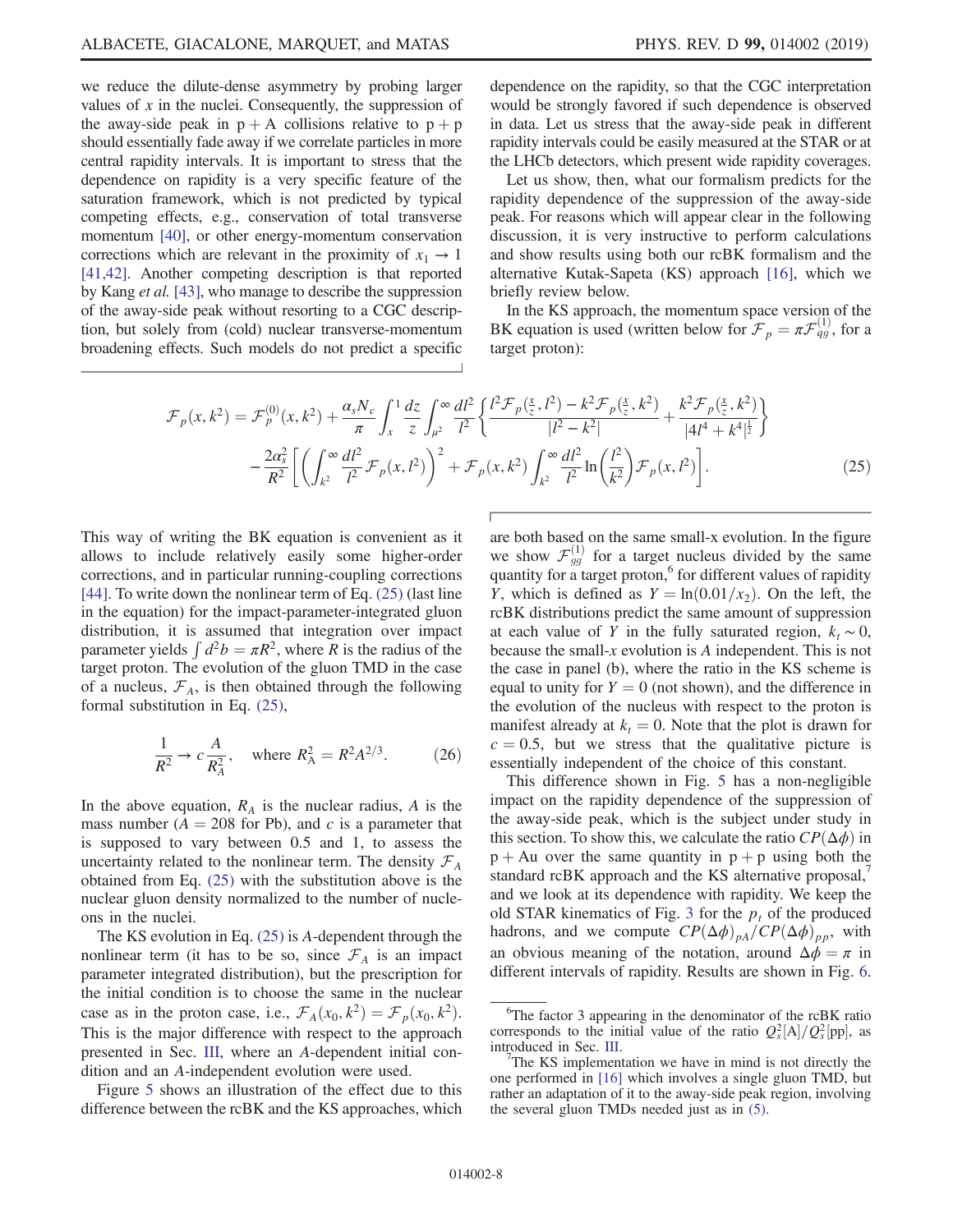we reduce the dilute-dense asymmetry by probing larger values of $x$ in the nuclei. Consequently, the suppression of the away-side peak in p + A collisions relative to p + p should essentially fade away if we correlate particles in more central rapidity intervals. It is important to stress that the dependence on rapidity is a very specific feature of the saturation framework, which is not predicted by typical competing effects, e.g., conservation of total transverse momentum [40], or other energy-momentum conservation corrections which are relevant in the proximity of $x_1 \to 1$ [41,42]. Another competing description is that reported by Kang *et al.* [43], who manage to describe the suppression of the away-side peak without resorting to a CGC description, but solely from (cold) nuclear transverse-momentum broadening effects. Such models do not predict a specific dependence on the rapidity, so that the CGC interpretation would be strongly favored if such dependence is observed in data. Let us stress that the away-side peak in different rapidity intervals could be easily measured at the STAR or at the LHCb detectors, which present wide rapidity coverages.

Let us show, then, what our formalism predicts for the rapidity dependence of the suppression of the away-side peak. For reasons which will appear clear in the following discussion, it is very instructive to perform calculations and show results using both our rcBK formalism and the alternative Kutak-Sapeta (KS) approach [16], which we briefly review below.

In the KS approach, the momentum space version of the BK equation is used (written below for $\mathcal{F}_p = \pi \mathcal{F}_{qg}^{(1)}$, for a target proton):

$$
\begin{aligned}
\mathcal{F}_p(x,k^2) = \mathcal{F}_p^{(0)}(x,k^2) &+ \frac{\alpha_s N_c}{\pi}\int_x^1 \frac{dz}{z}\int_{\mu^2}^{\infty}\frac{dl^2}{l^2}\left\{\frac{l^2\mathcal{F}_p(\frac{x}{z},l^2) - k^2\mathcal{F}_p(\frac{x}{z},k^2)}{|l^2-k^2|} + \frac{k^2\mathcal{F}_p(\frac{x}{z},k^2)}{|4l^4+k^4|^{\frac{1}{2}}}\right\} \\
&- \frac{2\alpha_s^2}{R^2}\left[\left(\int_{k^2}^{\infty}\frac{dl^2}{l^2}\mathcal{F}_p(x,l^2)\right)^2 + \mathcal{F}_p(x,k^2)\int_{k^2}^{\infty}\frac{dl^2}{l^2}\ln\left(\frac{l^2}{k^2}\right)\mathcal{F}_p(x,l^2)\right].
\end{aligned} \tag{25}
$$

This way of writing the BK equation is convenient as it allows to include relatively easily some higher-order corrections, and in particular running-coupling corrections [44]. To write down the nonlinear term of Eq. (25) (last line in the equation) for the impact-parameter-integrated gluon distribution, it is assumed that integration over impact parameter yields $\int d^2b = \pi R^2$, where $R$ is the radius of the target proton. The evolution of the gluon TMD in the case of a nucleus, $\mathcal{F}_A$, is then obtained through the following formal substitution in Eq. (25),

$$
\frac{1}{R^2} \to c\frac{A}{R_A^2}, \quad \text{where } R_A^2 = R^2 A^{2/3}. \tag{26}
$$

In the above equation, $R_A$ is the nuclear radius, $A$ is the mass number ($A = 208$ for Pb), and $c$ is a parameter that is supposed to vary between 0.5 and 1, to assess the uncertainty related to the nonlinear term. The density $\mathcal{F}_A$ obtained from Eq. (25) with the substitution above is the nuclear gluon density normalized to the number of nucleons in the nuclei.

The KS evolution in Eq. (25) is $A$-dependent through the nonlinear term (it has to be so, since $\mathcal{F}_A$ is an impact parameter integrated distribution), but the prescription for the initial condition is to choose the same in the nuclear case as in the proton case, i.e., $\mathcal{F}_A(x_0,k^2) = \mathcal{F}_p(x_0,k^2)$. This is the major difference with respect to the approach presented in Sec. III, where an $A$-dependent initial condition and an $A$-independent evolution were used.

Figure 5 shows an illustration of the effect due to this difference between the rcBK and the KS approaches, which are both based on the same small-x evolution. In the figure we show $\mathcal{F}_{gg}^{(1)}$ for a target nucleus divided by the same quantity for a target proton,[6] for different values of rapidity $Y$, which is defined as $Y = \ln(0.01/x_2)$. On the left, the rcBK distributions predict the same amount of suppression at each value of $Y$ in the fully saturated region, $k_t \sim 0$, because the small-$x$ evolution is $A$ independent. This is not the case in panel (b), where the ratio in the KS scheme is equal to unity for $Y = 0$ (not shown), and the difference in the evolution of the nucleus with respect to the proton is manifest already at $k_t = 0$. Note that the plot is drawn for $c = 0.5$, but we stress that the qualitative picture is essentially independent of the choice of this constant.

This difference shown in Fig. 5 has a non-negligible impact on the rapidity dependence of the suppression of the away-side peak, which is the subject under study in this section. To show this, we calculate the ratio $CP(\Delta\phi)$ in p + Au over the same quantity in p + p using both the standard rcBK approach and the KS alternative proposal,[7] and we look at its dependence with rapidity. We keep the old STAR kinematics of Fig. 3 for the $p_t$ of the produced hadrons, and we compute $CP(\Delta\phi)_{pA}/CP(\Delta\phi)_{pp}$, with an obvious meaning of the notation, around $\Delta\phi = \pi$ in different intervals of rapidity. Results are shown in Fig. 6.

[6] The factor 3 appearing in the denominator of the rcBK ratio corresponds to the initial value of the ratio $Q_s^2[\mathrm{A}]/Q_s^2[\mathrm{pp}]$, as introduced in Sec. III.

[7] The KS implementation we have in mind is not directly the one performed in [16] which involves a single gluon TMD, but rather an adaptation of it to the away-side peak region, involving the several gluon TMDs needed just as in (5).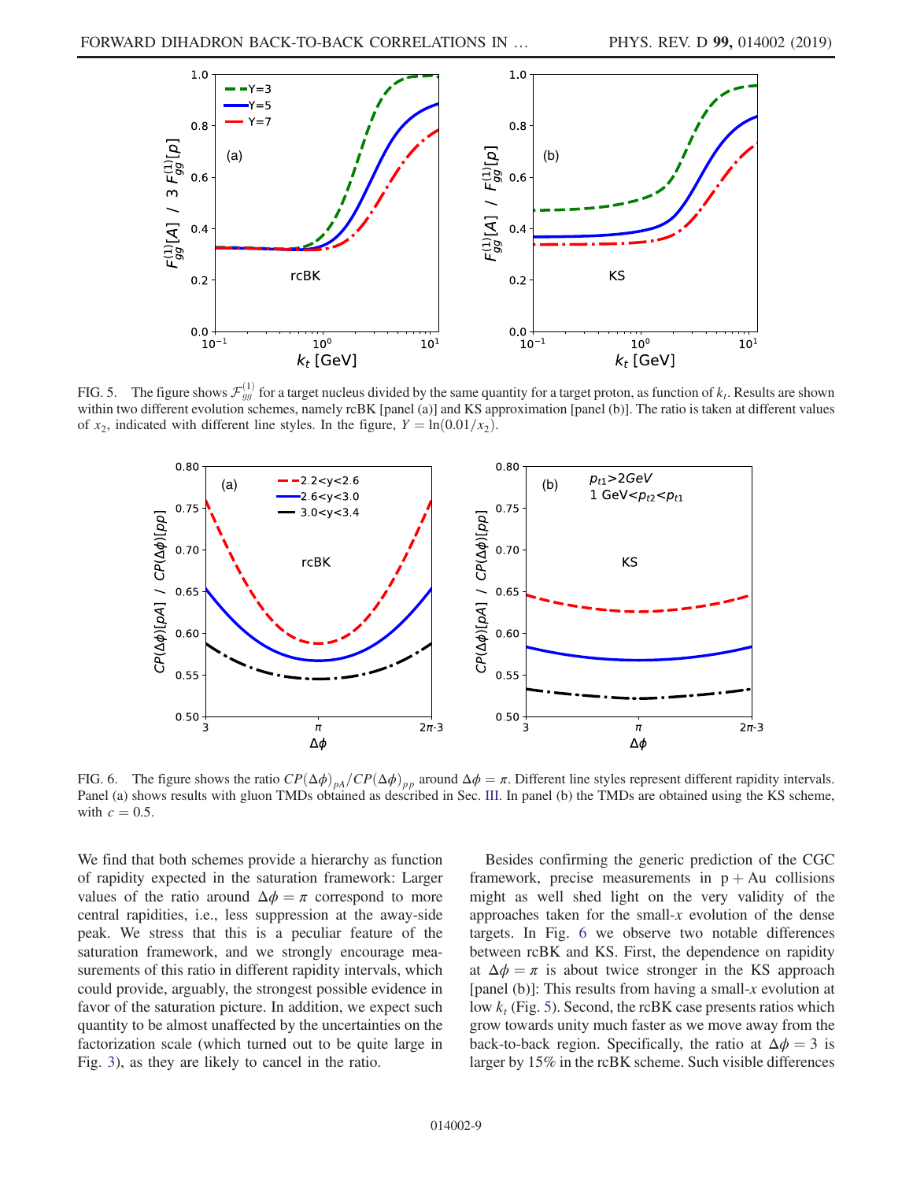FIG. 5. The figure shows $\mathcal{F}_{gg}^{(1)}$ for a target nucleus divided by the same quantity for a target proton, as function of $k_t$. Results are shown within two different evolution schemes, namely rcBK [panel (a)] and KS approximation [panel (b)]. The ratio is taken at different values of $x_2$, indicated with different line styles. In the figure, $Y = \ln(0.01/x_2)$.

FIG. 6. The figure shows the ratio $CP(\Delta\phi)_{pA}/CP(\Delta\phi)_{pp}$ around $\Delta\phi = \pi$. Different line styles represent different rapidity intervals. Panel (a) shows results with gluon TMDs obtained as described in Sec. III. In panel (b) the TMDs are obtained using the KS scheme, with $c = 0.5$.

We find that both schemes provide a hierarchy as function of rapidity expected in the saturation framework: Larger values of the ratio around $\Delta\phi = \pi$ correspond to more central rapidities, i.e., less suppression at the away-side peak. We stress that this is a peculiar feature of the saturation framework, and we strongly encourage measurements of this ratio in different rapidity intervals, which could provide, arguably, the strongest possible evidence in favor of the saturation picture. In addition, we expect such quantity to be almost unaffected by the uncertainties on the factorization scale (which turned out to be quite large in Fig. 3), as they are likely to cancel in the ratio.

Besides confirming the generic prediction of the CGC framework, precise measurements in p + Au collisions might as well shed light on the very validity of the approaches taken for the small-$x$ evolution of the dense targets. In Fig. 6 we observe two notable differences between rcBK and KS. First, the dependence on rapidity at $\Delta\phi = \pi$ is about twice stronger in the KS approach [panel (b)]: This results from having a small-$x$ evolution at low $k_t$ (Fig. 5). Second, the rcBK case presents ratios which grow towards unity much faster as we move away from the back-to-back region. Specifically, the ratio at $\Delta\phi = 3$ is larger by 15% in the rcBK scheme. Such visible differences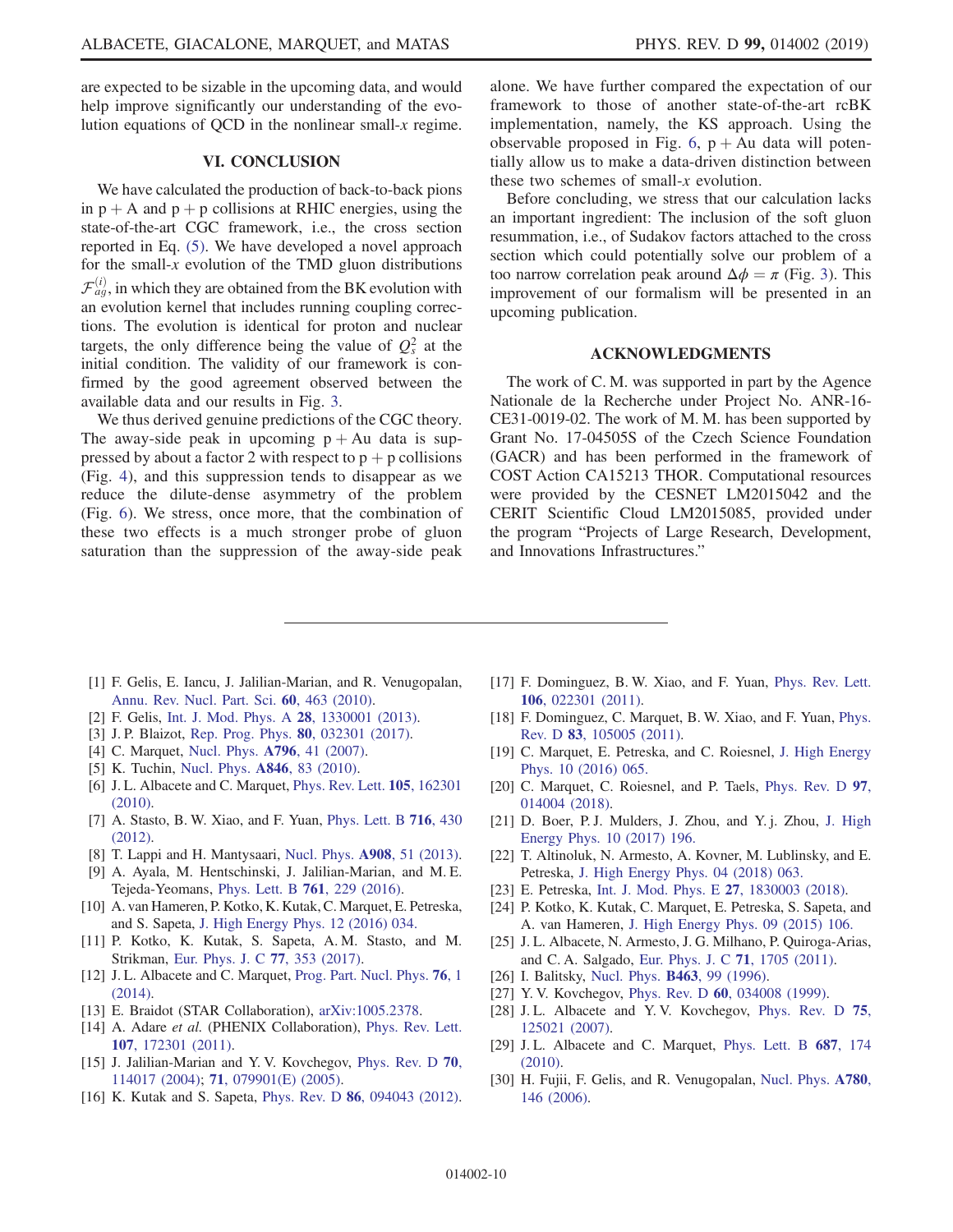are expected to be sizable in the upcoming data, and would help improve significantly our understanding of the evolution equations of QCD in the nonlinear small-$x$ regime.

## VI. CONCLUSION

We have calculated the production of back-to-back pions in p + A and p + p collisions at RHIC energies, using the state-of-the-art CGC framework, i.e., the cross section reported in Eq. (5). We have developed a novel approach for the small-$x$ evolution of the TMD gluon distributions $\mathcal{F}_{qg}^{(i)}$, in which they are obtained from the BK evolution with an evolution kernel that includes running coupling corrections. The evolution is identical for proton and nuclear targets, the only difference being the value of $Q_s^2$ at the initial condition. The validity of our framework is confirmed by the good agreement observed between the available data and our results in Fig. 3.

We thus derived genuine predictions of the CGC theory. The away-side peak in upcoming p + Au data is suppressed by about a factor 2 with respect to p + p collisions (Fig. 4), and this suppression tends to disappear as we reduce the dilute-dense asymmetry of the problem (Fig. 6). We stress, once more, that the combination of these two effects is a much stronger probe of gluon saturation than the suppression of the away-side peak alone. We have further compared the expectation of our framework to those of another state-of-the-art rcBK implementation, namely, the KS approach. Using the observable proposed in Fig. 6, p + Au data will potentially allow us to make a data-driven distinction between these two schemes of small-$x$ evolution.

Before concluding, we stress that our calculation lacks an important ingredient: The inclusion of the soft gluon resummation, i.e., of Sudakov factors attached to the cross section which could potentially solve our problem of a too narrow correlation peak around $\Delta\phi = \pi$ (Fig. 3). This improvement of our formalism will be presented in an upcoming publication.

## ACKNOWLEDGMENTS

The work of C. M. was supported in part by the Agence Nationale de la Recherche under Project No. ANR-16-CE31-0019-02. The work of M. M. has been supported by Grant No. 17-04505S of the Czech Science Foundation (GACR) and has been performed in the framework of COST Action CA15213 THOR. Computational resources were provided by the CESNET LM2015042 and the CERIT Scientific Cloud LM2015085, provided under the program "Projects of Large Research, Development, and Innovations Infrastructures."

---

[1] F. Gelis, E. Iancu, J. Jalilian-Marian, and R. Venugopalan, Annu. Rev. Nucl. Part. Sci. **60**, 463 (2010).

[2] F. Gelis, Int. J. Mod. Phys. A **28**, 1330001 (2013).

[3] J. P. Blaizot, Rep. Prog. Phys. **80**, 032301 (2017).

[4] C. Marquet, Nucl. Phys. **A796**, 41 (2007).

[5] K. Tuchin, Nucl. Phys. **A846**, 83 (2010).

[6] J. L. Albacete and C. Marquet, Phys. Rev. Lett. **105**, 162301 (2010).

[7] A. Stasto, B. W. Xiao, and F. Yuan, Phys. Lett. B **716**, 430 (2012).

[8] T. Lappi and H. Mantysaari, Nucl. Phys. **A908**, 51 (2013).

[9] A. Ayala, M. Hentschinski, J. Jalilian-Marian, and M. E. Tejeda-Yeomans, Phys. Lett. B **761**, 229 (2016).

[10] A. van Hameren, P. Kotko, K. Kutak, C. Marquet, E. Petreska, and S. Sapeta, J. High Energy Phys. 12 (2016) 034.

[11] P. Kotko, K. Kutak, S. Sapeta, A. M. Stasto, and M. Strikman, Eur. Phys. J. C **77**, 353 (2017).

[12] J. L. Albacete and C. Marquet, Prog. Part. Nucl. Phys. **76**, 1 (2014).

[13] E. Braidot (STAR Collaboration), arXiv:1005.2378.

[14] A. Adare *et al.* (PHENIX Collaboration), Phys. Rev. Lett. **107**, 172301 (2011).

[15] J. Jalilian-Marian and Y. V. Kovchegov, Phys. Rev. D **70**, 114017 (2004); **71**, 079901(E) (2005).

[16] K. Kutak and S. Sapeta, Phys. Rev. D **86**, 094043 (2012).

[17] F. Dominguez, B. W. Xiao, and F. Yuan, Phys. Rev. Lett. **106**, 022301 (2011).

[18] F. Dominguez, C. Marquet, B. W. Xiao, and F. Yuan, Phys. Rev. D **83**, 105005 (2011).

[19] C. Marquet, E. Petreska, and C. Roiesnel, J. High Energy Phys. 10 (2016) 065.

[20] C. Marquet, C. Roiesnel, and P. Taels, Phys. Rev. D **97**, 014004 (2018).

[21] D. Boer, P. J. Mulders, J. Zhou, and Y. j. Zhou, J. High Energy Phys. 10 (2017) 196.

[22] T. Altinoluk, N. Armesto, A. Kovner, M. Lublinsky, and E. Petreska, J. High Energy Phys. 04 (2018) 063.

[23] E. Petreska, Int. J. Mod. Phys. E **27**, 1830003 (2018).

[24] P. Kotko, K. Kutak, C. Marquet, E. Petreska, S. Sapeta, and A. van Hameren, J. High Energy Phys. 09 (2015) 106.

[25] J. L. Albacete, N. Armesto, J. G. Milhano, P. Quiroga-Arias, and C. A. Salgado, Eur. Phys. J. C **71**, 1705 (2011).

[26] I. Balitsky, Nucl. Phys. **B463**, 99 (1996).

[27] Y. V. Kovchegov, Phys. Rev. D **60**, 034008 (1999).

[28] J. L. Albacete and Y. V. Kovchegov, Phys. Rev. D **75**, 125021 (2007).

[29] J. L. Albacete and C. Marquet, Phys. Lett. B **687**, 174 (2010).

[30] H. Fujii, F. Gelis, and R. Venugopalan, Nucl. Phys. **A780**, 146 (2006).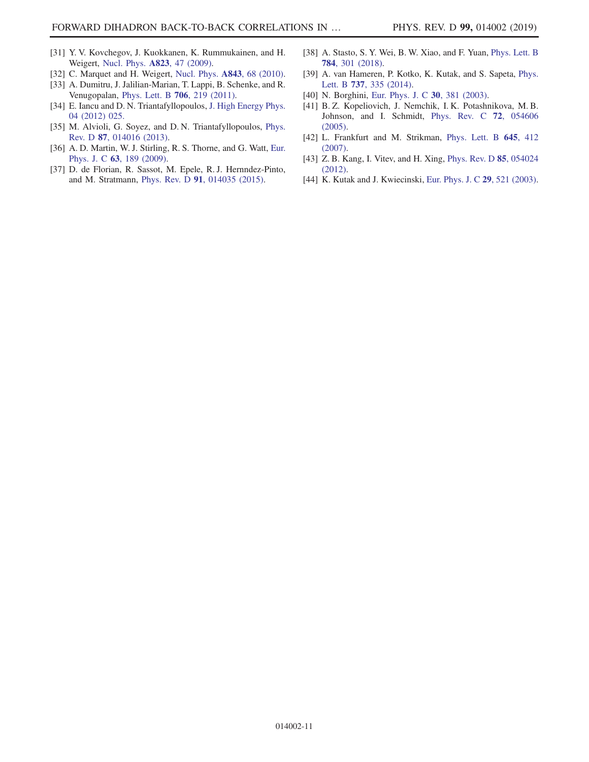[31] Y. V. Kovchegov, J. Kuokkanen, K. Rummukainen, and H. Weigert, Nucl. Phys. **A823**, 47 (2009).

[32] C. Marquet and H. Weigert, Nucl. Phys. **A843**, 68 (2010).

[33] A. Dumitru, J. Jalilian-Marian, T. Lappi, B. Schenke, and R. Venugopalan, Phys. Lett. B **706**, 219 (2011).

[34] E. Iancu and D. N. Triantafyllopoulos, J. High Energy Phys. 04 (2012) 025.

[35] M. Alvioli, G. Soyez, and D. N. Triantafyllopoulos, Phys. Rev. D **87**, 014016 (2013).

[36] A. D. Martin, W. J. Stirling, R. S. Thorne, and G. Watt, Eur. Phys. J. C **63**, 189 (2009).

[37] D. de Florian, R. Sassot, M. Epele, R. J. Hernndez-Pinto, and M. Stratmann, Phys. Rev. D **91**, 014035 (2015).

[38] A. Stasto, S. Y. Wei, B. W. Xiao, and F. Yuan, Phys. Lett. B **784**, 301 (2018).

[39] A. van Hameren, P. Kotko, K. Kutak, and S. Sapeta, Phys. Lett. B **737**, 335 (2014).

[40] N. Borghini, Eur. Phys. J. C **30**, 381 (2003).

[41] B. Z. Kopeliovich, J. Nemchik, I. K. Potashnikova, M. B. Johnson, and I. Schmidt, Phys. Rev. C **72**, 054606 (2005).

[42] L. Frankfurt and M. Strikman, Phys. Lett. B **645**, 412 (2007).

[43] Z. B. Kang, I. Vitev, and H. Xing, Phys. Rev. D **85**, 054024 (2012).

[44] K. Kutak and J. Kwiecinski, Eur. Phys. J. C **29**, 521 (2003).